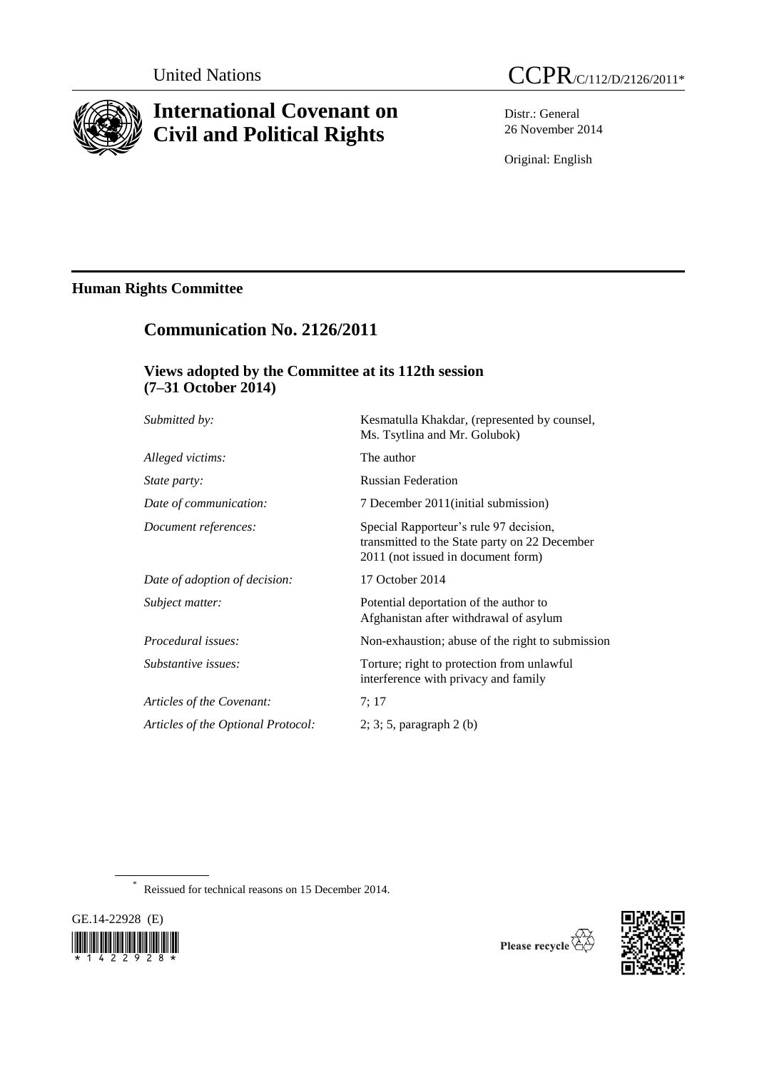United Nations CCPR/C/112/D/2126/2011*

# International Covenant on Civil and Political Rights

Distr.: General
26 November 2014

Original: English

## Human Rights Committee

## Communication No. 2126/2011

### Views adopted by the Committee at its 112th session (7–31 October 2014)

| | |
|---|---|
| *Submitted by:* | Kesmatulla Khakdar, (represented by counsel, Ms. Tsytlina and Mr. Golubok) |
| *Alleged victims:* | The author |
| *State party:* | Russian Federation |
| *Date of communication:* | 7 December 2011(initial submission) |
| *Document references:* | Special Rapporteur's rule 97 decision, transmitted to the State party on 22 December 2011 (not issued in document form) |
| *Date of adoption of decision:* | 17 October 2014 |
| *Subject matter:* | Potential deportation of the author to Afghanistan after withdrawal of asylum |
| *Procedural issues:* | Non-exhaustion; abuse of the right to submission |
| *Substantive issues:* | Torture; right to protection from unlawful interference with privacy and family |
| *Articles of the Covenant:* | 7; 17 |
| *Articles of the Optional Protocol:* | 2; 3; 5, paragraph 2 (b) |

\* Reissued for technical reasons on 15 December 2014.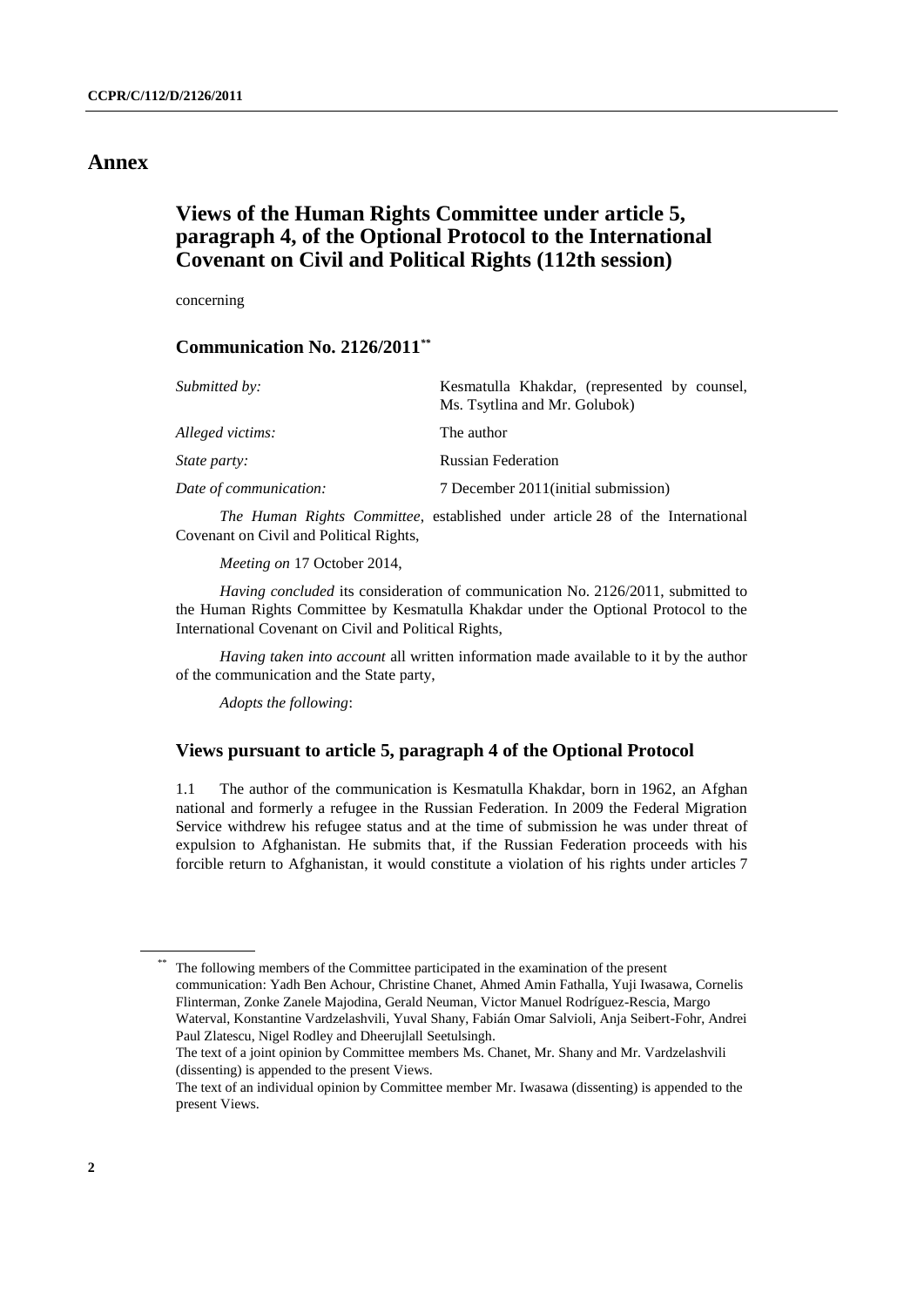# Annex

## Views of the Human Rights Committee under article 5, paragraph 4, of the Optional Protocol to the International Covenant on Civil and Political Rights (112th session)

concerning

### Communication No. 2126/2011[**]

| | |
|---|---|
| *Submitted by:* | Kesmatulla Khakdar, (represented by counsel, Ms. Tsytlina and Mr. Golubok) |
| *Alleged victims:* | The author |
| *State party:* | Russian Federation |
| *Date of communication:* | 7 December 2011(initial submission) |

*The Human Rights Committee*, established under article 28 of the International Covenant on Civil and Political Rights,

*Meeting on* 17 October 2014,

*Having concluded* its consideration of communication No. 2126/2011, submitted to the Human Rights Committee by Kesmatulla Khakdar under the Optional Protocol to the International Covenant on Civil and Political Rights,

*Having taken into account* all written information made available to it by the author of the communication and the State party,

*Adopts the following*:

### Views pursuant to article 5, paragraph 4 of the Optional Protocol

1.1 The author of the communication is Kesmatulla Khakdar, born in 1962, an Afghan national and formerly a refugee in the Russian Federation. In 2009 the Federal Migration Service withdrew his refugee status and at the time of submission he was under threat of expulsion to Afghanistan. He submits that, if the Russian Federation proceeds with his forcible return to Afghanistan, it would constitute a violation of his rights under articles 7

---

[**] The following members of the Committee participated in the examination of the present communication: Yadh Ben Achour, Christine Chanet, Ahmed Amin Fathalla, Yuji Iwasawa, Cornelis Flinterman, Zonke Zanele Majodina, Gerald Neuman, Victor Manuel Rodríguez-Rescia, Margo Waterval, Konstantine Vardzelashvili, Yuval Shany, Fabián Omar Salvioli, Anja Seibert-Fohr, Andrei Paul Zlatescu, Nigel Rodley and Dheerujlall Seetulsingh.

The text of a joint opinion by Committee members Ms. Chanet, Mr. Shany and Mr. Vardzelashvili (dissenting) is appended to the present Views.

The text of an individual opinion by Committee member Mr. Iwasawa (dissenting) is appended to the present Views.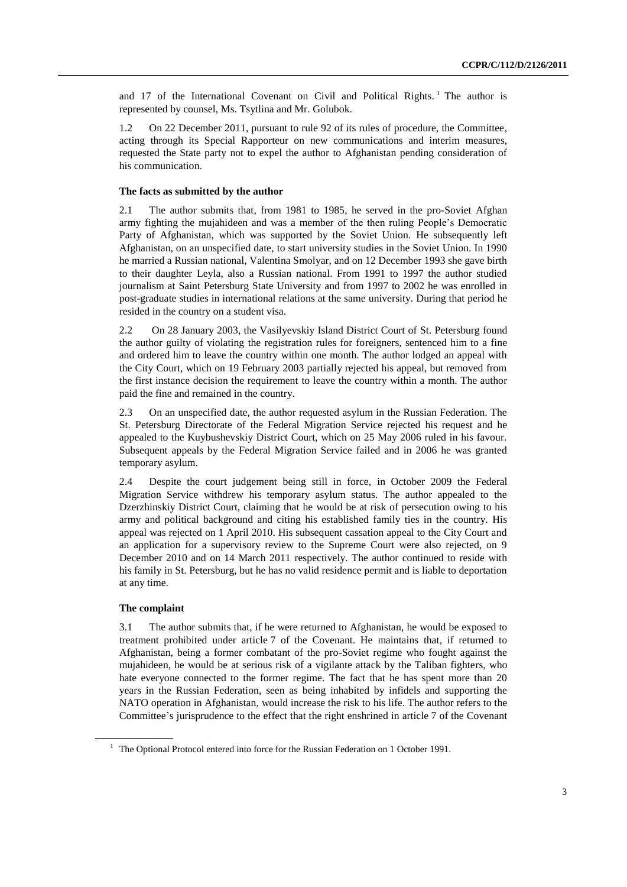and 17 of the International Covenant on Civil and Political Rights.[1] The author is represented by counsel, Ms. Tsytlina and Mr. Golubok.

1.2 On 22 December 2011, pursuant to rule 92 of its rules of procedure, the Committee, acting through its Special Rapporteur on new communications and interim measures, requested the State party not to expel the author to Afghanistan pending consideration of his communication.

### The facts as submitted by the author

2.1 The author submits that, from 1981 to 1985, he served in the pro-Soviet Afghan army fighting the mujahideen and was a member of the then ruling People's Democratic Party of Afghanistan, which was supported by the Soviet Union. He subsequently left Afghanistan, on an unspecified date, to start university studies in the Soviet Union. In 1990 he married a Russian national, Valentina Smolyar, and on 12 December 1993 she gave birth to their daughter Leyla, also a Russian national. From 1991 to 1997 the author studied journalism at Saint Petersburg State University and from 1997 to 2002 he was enrolled in post-graduate studies in international relations at the same university. During that period he resided in the country on a student visa.

2.2 On 28 January 2003, the Vasilyevskiy Island District Court of St. Petersburg found the author guilty of violating the registration rules for foreigners, sentenced him to a fine and ordered him to leave the country within one month. The author lodged an appeal with the City Court, which on 19 February 2003 partially rejected his appeal, but removed from the first instance decision the requirement to leave the country within a month. The author paid the fine and remained in the country.

2.3 On an unspecified date, the author requested asylum in the Russian Federation. The St. Petersburg Directorate of the Federal Migration Service rejected his request and he appealed to the Kuybushevskiy District Court, which on 25 May 2006 ruled in his favour. Subsequent appeals by the Federal Migration Service failed and in 2006 he was granted temporary asylum.

2.4 Despite the court judgement being still in force, in October 2009 the Federal Migration Service withdrew his temporary asylum status. The author appealed to the Dzerzhinskiy District Court, claiming that he would be at risk of persecution owing to his army and political background and citing his established family ties in the country. His appeal was rejected on 1 April 2010. His subsequent cassation appeal to the City Court and an application for a supervisory review to the Supreme Court were also rejected, on 9 December 2010 and on 14 March 2011 respectively. The author continued to reside with his family in St. Petersburg, but he has no valid residence permit and is liable to deportation at any time.

### The complaint

3.1 The author submits that, if he were returned to Afghanistan, he would be exposed to treatment prohibited under article 7 of the Covenant. He maintains that, if returned to Afghanistan, being a former combatant of the pro-Soviet regime who fought against the mujahideen, he would be at serious risk of a vigilante attack by the Taliban fighters, who hate everyone connected to the former regime. The fact that he has spent more than 20 years in the Russian Federation, seen as being inhabited by infidels and supporting the NATO operation in Afghanistan, would increase the risk to his life. The author refers to the Committee's jurisprudence to the effect that the right enshrined in article 7 of the Covenant

[1] The Optional Protocol entered into force for the Russian Federation on 1 October 1991.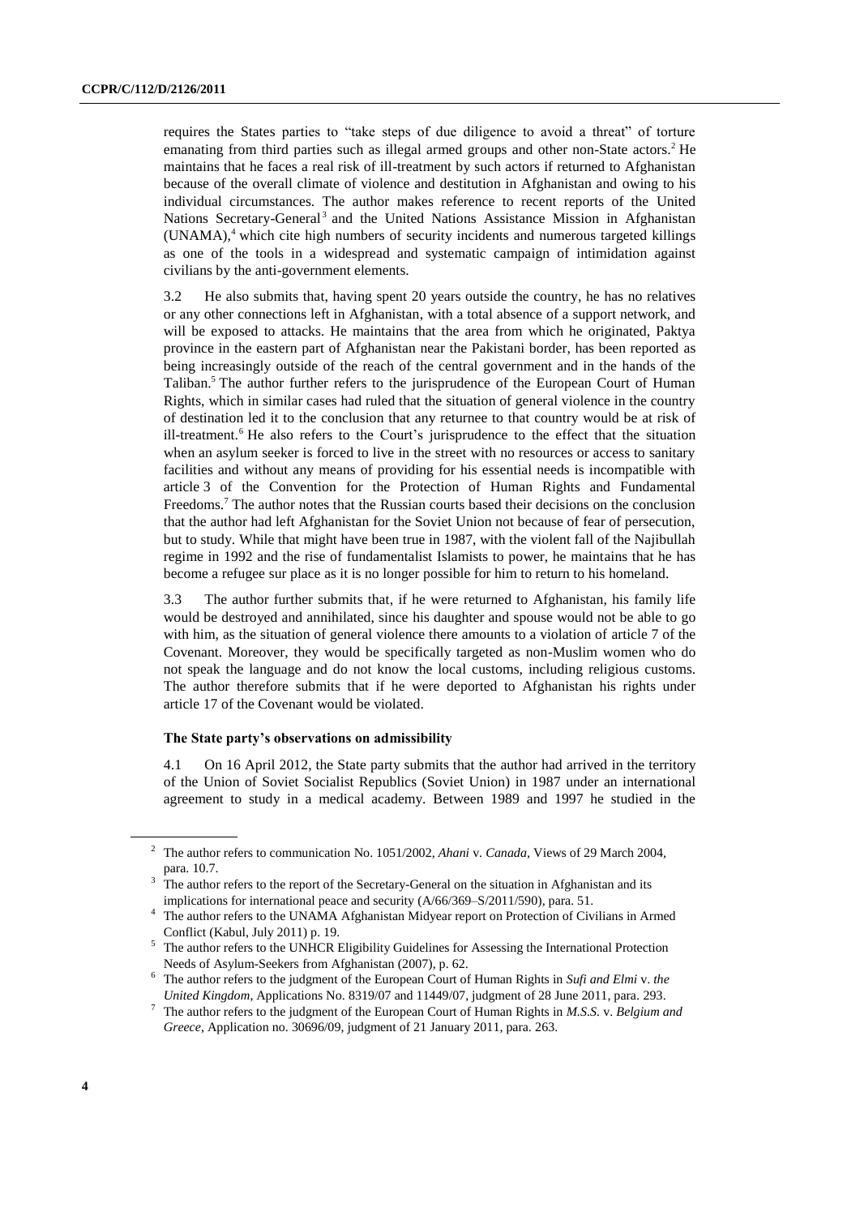requires the States parties to "take steps of due diligence to avoid a threat" of torture emanating from third parties such as illegal armed groups and other non-State actors.[2] He maintains that he faces a real risk of ill-treatment by such actors if returned to Afghanistan because of the overall climate of violence and destitution in Afghanistan and owing to his individual circumstances. The author makes reference to recent reports of the United Nations Secretary-General[3] and the United Nations Assistance Mission in Afghanistan (UNAMA),[4] which cite high numbers of security incidents and numerous targeted killings as one of the tools in a widespread and systematic campaign of intimidation against civilians by the anti-government elements.

3.2 He also submits that, having spent 20 years outside the country, he has no relatives or any other connections left in Afghanistan, with a total absence of a support network, and will be exposed to attacks. He maintains that the area from which he originated, Paktya province in the eastern part of Afghanistan near the Pakistani border, has been reported as being increasingly outside of the reach of the central government and in the hands of the Taliban.[5] The author further refers to the jurisprudence of the European Court of Human Rights, which in similar cases had ruled that the situation of general violence in the country of destination led it to the conclusion that any returnee to that country would be at risk of ill-treatment.[6] He also refers to the Court's jurisprudence to the effect that the situation when an asylum seeker is forced to live in the street with no resources or access to sanitary facilities and without any means of providing for his essential needs is incompatible with article 3 of the Convention for the Protection of Human Rights and Fundamental Freedoms.[7] The author notes that the Russian courts based their decisions on the conclusion that the author had left Afghanistan for the Soviet Union not because of fear of persecution, but to study. While that might have been true in 1987, with the violent fall of the Najibullah regime in 1992 and the rise of fundamentalist Islamists to power, he maintains that he has become a refugee sur place as it is no longer possible for him to return to his homeland.

3.3 The author further submits that, if he were returned to Afghanistan, his family life would be destroyed and annihilated, since his daughter and spouse would not be able to go with him, as the situation of general violence there amounts to a violation of article 7 of the Covenant. Moreover, they would be specifically targeted as non-Muslim women who do not speak the language and do not know the local customs, including religious customs. The author therefore submits that if he were deported to Afghanistan his rights under article 17 of the Covenant would be violated.

### The State party's observations on admissibility

4.1 On 16 April 2012, the State party submits that the author had arrived in the territory of the Union of Soviet Socialist Republics (Soviet Union) in 1987 under an international agreement to study in a medical academy. Between 1989 and 1997 he studied in the

---

[2] The author refers to communication No. 1051/2002, *Ahani* v. *Canada*, Views of 29 March 2004, para. 10.7.

[3] The author refers to the report of the Secretary-General on the situation in Afghanistan and its implications for international peace and security (A/66/369–S/2011/590), para. 51.

[4] The author refers to the UNAMA Afghanistan Midyear report on Protection of Civilians in Armed Conflict (Kabul, July 2011) p. 19.

[5] The author refers to the UNHCR Eligibility Guidelines for Assessing the International Protection Needs of Asylum-Seekers from Afghanistan (2007), p. 62.

[6] The author refers to the judgment of the European Court of Human Rights in *Sufi and Elmi* v. *the United Kingdom*, Applications No. 8319/07 and 11449/07, judgment of 28 June 2011, para. 293.

[7] The author refers to the judgment of the European Court of Human Rights in *M.S.S.* v. *Belgium and Greece*, Application no. 30696/09, judgment of 21 January 2011, para. 263.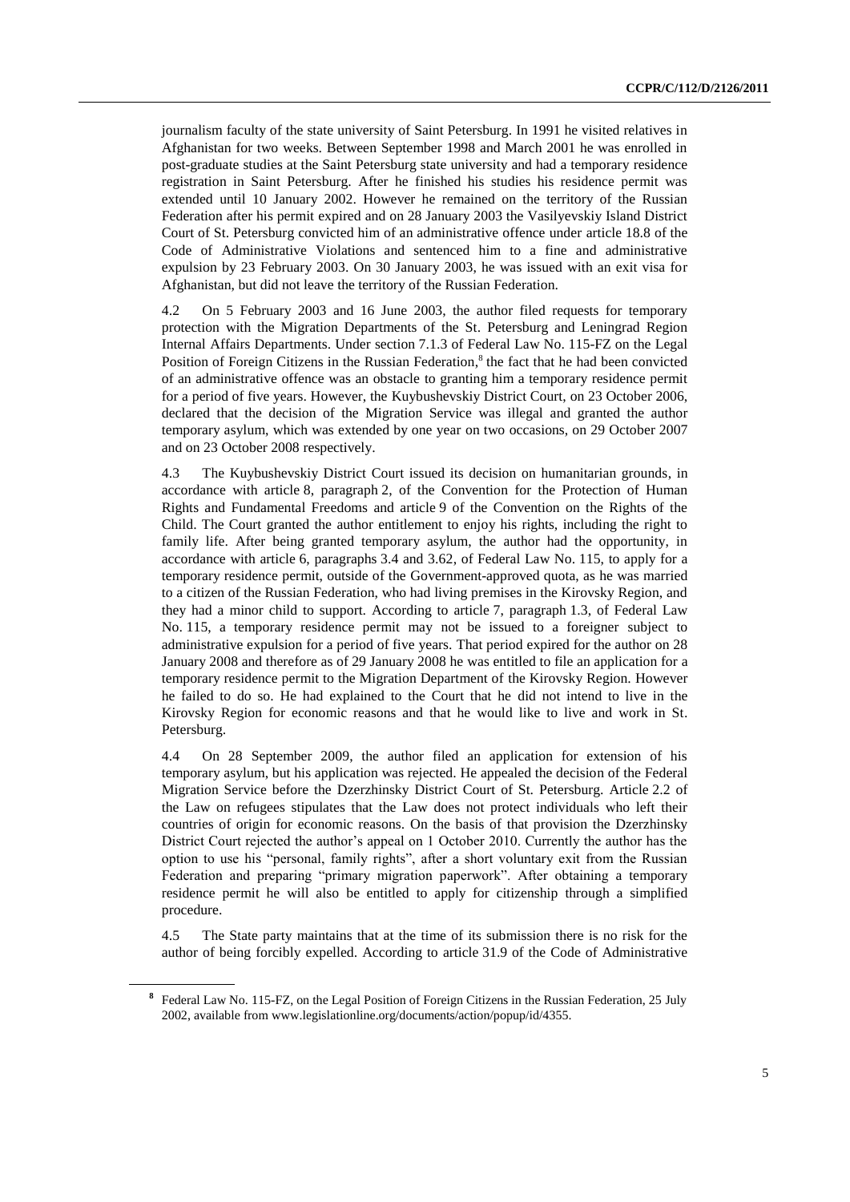journalism faculty of the state university of Saint Petersburg. In 1991 he visited relatives in Afghanistan for two weeks. Between September 1998 and March 2001 he was enrolled in post-graduate studies at the Saint Petersburg state university and had a temporary residence registration in Saint Petersburg. After he finished his studies his residence permit was extended until 10 January 2002. However he remained on the territory of the Russian Federation after his permit expired and on 28 January 2003 the Vasilyevskiy Island District Court of St. Petersburg convicted him of an administrative offence under article 18.8 of the Code of Administrative Violations and sentenced him to a fine and administrative expulsion by 23 February 2003. On 30 January 2003, he was issued with an exit visa for Afghanistan, but did not leave the territory of the Russian Federation.

4.2 On 5 February 2003 and 16 June 2003, the author filed requests for temporary protection with the Migration Departments of the St. Petersburg and Leningrad Region Internal Affairs Departments. Under section 7.1.3 of Federal Law No. 115-FZ on the Legal Position of Foreign Citizens in the Russian Federation,[8] the fact that he had been convicted of an administrative offence was an obstacle to granting him a temporary residence permit for a period of five years. However, the Kuybushevskiy District Court, on 23 October 2006, declared that the decision of the Migration Service was illegal and granted the author temporary asylum, which was extended by one year on two occasions, on 29 October 2007 and on 23 October 2008 respectively.

4.3 The Kuybushevskiy District Court issued its decision on humanitarian grounds, in accordance with article 8, paragraph 2, of the Convention for the Protection of Human Rights and Fundamental Freedoms and article 9 of the Convention on the Rights of the Child. The Court granted the author entitlement to enjoy his rights, including the right to family life. After being granted temporary asylum, the author had the opportunity, in accordance with article 6, paragraphs 3.4 and 3.62, of Federal Law No. 115, to apply for a temporary residence permit, outside of the Government-approved quota, as he was married to a citizen of the Russian Federation, who had living premises in the Kirovsky Region, and they had a minor child to support. According to article 7, paragraph 1.3, of Federal Law No. 115, a temporary residence permit may not be issued to a foreigner subject to administrative expulsion for a period of five years. That period expired for the author on 28 January 2008 and therefore as of 29 January 2008 he was entitled to file an application for a temporary residence permit to the Migration Department of the Kirovsky Region. However he failed to do so. He had explained to the Court that he did not intend to live in the Kirovsky Region for economic reasons and that he would like to live and work in St. Petersburg.

4.4 On 28 September 2009, the author filed an application for extension of his temporary asylum, but his application was rejected. He appealed the decision of the Federal Migration Service before the Dzerzhinsky District Court of St. Petersburg. Article 2.2 of the Law on refugees stipulates that the Law does not protect individuals who left their countries of origin for economic reasons. On the basis of that provision the Dzerzhinsky District Court rejected the author's appeal on 1 October 2010. Currently the author has the option to use his "personal, family rights", after a short voluntary exit from the Russian Federation and preparing "primary migration paperwork". After obtaining a temporary residence permit he will also be entitled to apply for citizenship through a simplified procedure.

4.5 The State party maintains that at the time of its submission there is no risk for the author of being forcibly expelled. According to article 31.9 of the Code of Administrative

[8] Federal Law No. 115-FZ, on the Legal Position of Foreign Citizens in the Russian Federation, 25 July 2002, available from www.legislationline.org/documents/action/popup/id/4355.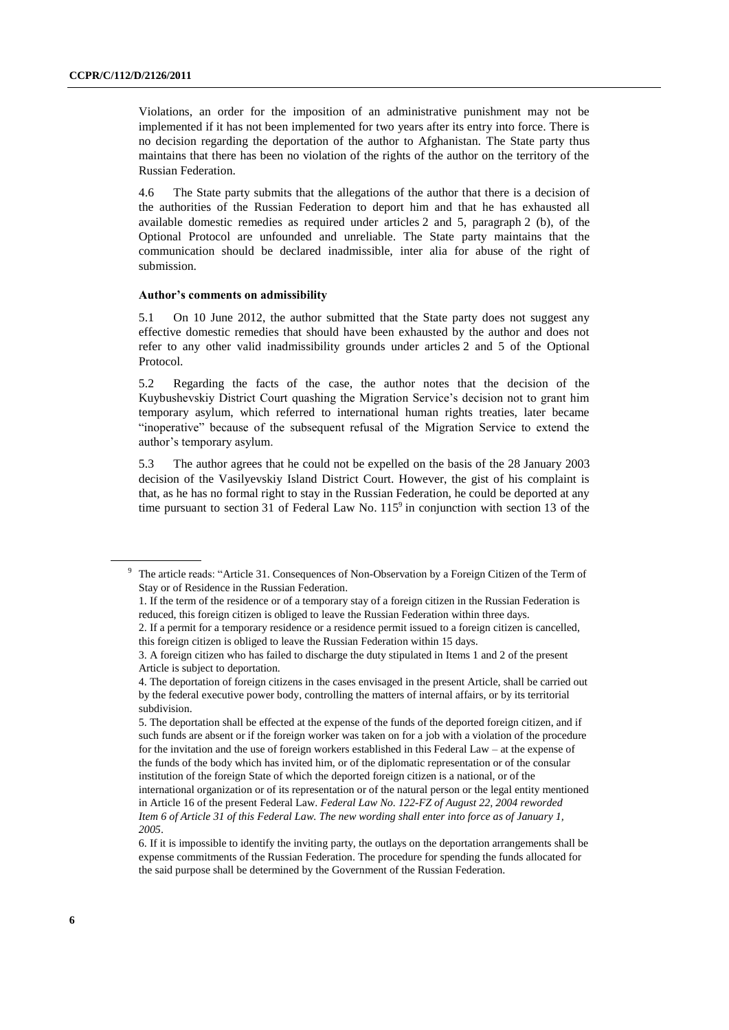Violations, an order for the imposition of an administrative punishment may not be implemented if it has not been implemented for two years after its entry into force. There is no decision regarding the deportation of the author to Afghanistan. The State party thus maintains that there has been no violation of the rights of the author on the territory of the Russian Federation.

4.6 The State party submits that the allegations of the author that there is a decision of the authorities of the Russian Federation to deport him and that he has exhausted all available domestic remedies as required under articles 2 and 5, paragraph 2 (b), of the Optional Protocol are unfounded and unreliable. The State party maintains that the communication should be declared inadmissible, inter alia for abuse of the right of submission.

### Author's comments on admissibility

5.1 On 10 June 2012, the author submitted that the State party does not suggest any effective domestic remedies that should have been exhausted by the author and does not refer to any other valid inadmissibility grounds under articles 2 and 5 of the Optional Protocol.

5.2 Regarding the facts of the case, the author notes that the decision of the Kuybushevskiy District Court quashing the Migration Service's decision not to grant him temporary asylum, which referred to international human rights treaties, later became "inoperative" because of the subsequent refusal of the Migration Service to extend the author's temporary asylum.

5.3 The author agrees that he could not be expelled on the basis of the 28 January 2003 decision of the Vasilyevskiy Island District Court. However, the gist of his complaint is that, as he has no formal right to stay in the Russian Federation, he could be deported at any time pursuant to section 31 of Federal Law No. 115[9] in conjunction with section 13 of the

---

[9] The article reads: "Article 31. Consequences of Non-Observation by a Foreign Citizen of the Term of Stay or of Residence in the Russian Federation.

1. If the term of the residence or of a temporary stay of a foreign citizen in the Russian Federation is reduced, this foreign citizen is obliged to leave the Russian Federation within three days.

2. If a permit for a temporary residence or a residence permit issued to a foreign citizen is cancelled, this foreign citizen is obliged to leave the Russian Federation within 15 days.

3. A foreign citizen who has failed to discharge the duty stipulated in Items 1 and 2 of the present Article is subject to deportation.

4. The deportation of foreign citizens in the cases envisaged in the present Article, shall be carried out by the federal executive power body, controlling the matters of internal affairs, or by its territorial subdivision.

5. The deportation shall be effected at the expense of the funds of the deported foreign citizen, and if such funds are absent or if the foreign worker was taken on for a job with a violation of the procedure for the invitation and the use of foreign workers established in this Federal Law – at the expense of the funds of the body which has invited him, or of the diplomatic representation or of the consular institution of the foreign State of which the deported foreign citizen is a national, or of the international organization or of its representation or of the natural person or the legal entity mentioned in Article 16 of the present Federal Law. *Federal Law No. 122-FZ of August 22, 2004 reworded Item 6 of Article 31 of this Federal Law. The new wording shall enter into force as of January 1, 2005*.

6. If it is impossible to identify the inviting party, the outlays on the deportation arrangements shall be expense commitments of the Russian Federation. The procedure for spending the funds allocated for the said purpose shall be determined by the Government of the Russian Federation.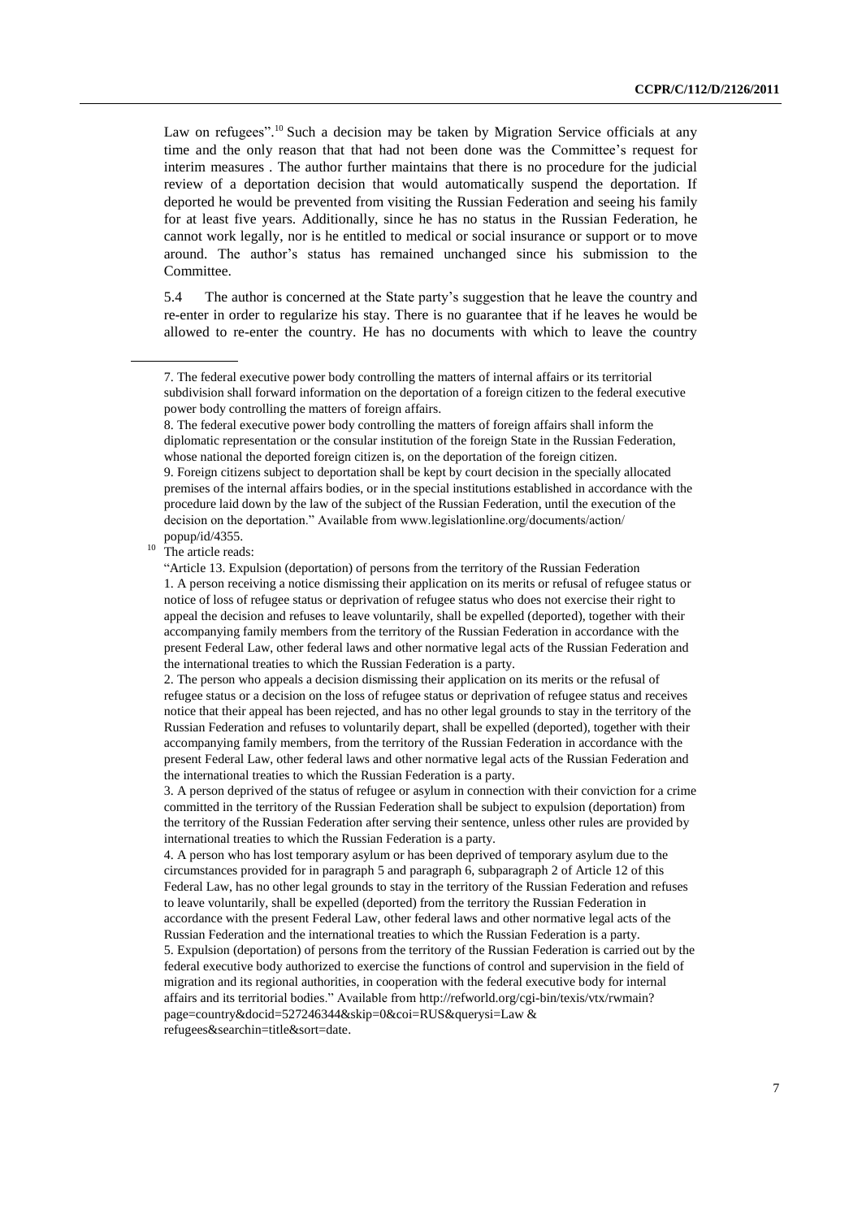Law on refugees".[10] Such a decision may be taken by Migration Service officials at any time and the only reason that that had not been done was the Committee's request for interim measures . The author further maintains that there is no procedure for the judicial review of a deportation decision that would automatically suspend the deportation. If deported he would be prevented from visiting the Russian Federation and seeing his family for at least five years. Additionally, since he has no status in the Russian Federation, he cannot work legally, nor is he entitled to medical or social insurance or support or to move around. The author's status has remained unchanged since his submission to the Committee.

5.4 The author is concerned at the State party's suggestion that he leave the country and re-enter in order to regularize his stay. There is no guarantee that if he leaves he would be allowed to re-enter the country. He has no documents with which to leave the country

---

7. The federal executive power body controlling the matters of internal affairs or its territorial subdivision shall forward information on the deportation of a foreign citizen to the federal executive power body controlling the matters of foreign affairs.

8. The federal executive power body controlling the matters of foreign affairs shall inform the diplomatic representation or the consular institution of the foreign State in the Russian Federation, whose national the deported foreign citizen is, on the deportation of the foreign citizen.

9. Foreign citizens subject to deportation shall be kept by court decision in the specially allocated premises of the internal affairs bodies, or in the special institutions established in accordance with the procedure laid down by the law of the subject of the Russian Federation, until the execution of the decision on the deportation." Available from www.legislationline.org/documents/action/popup/id/4355.

[10] The article reads:

"Article 13. Expulsion (deportation) of persons from the territory of the Russian Federation

1. A person receiving a notice dismissing their application on its merits or refusal of refugee status or notice of loss of refugee status or deprivation of refugee status who does not exercise their right to appeal the decision and refuses to leave voluntarily, shall be expelled (deported), together with their accompanying family members from the territory of the Russian Federation in accordance with the present Federal Law, other federal laws and other normative legal acts of the Russian Federation and the international treaties to which the Russian Federation is a party.

2. The person who appeals a decision dismissing their application on its merits or the refusal of refugee status or a decision on the loss of refugee status or deprivation of refugee status and receives notice that their appeal has been rejected, and has no other legal grounds to stay in the territory of the Russian Federation and refuses to voluntarily depart, shall be expelled (deported), together with their accompanying family members, from the territory of the Russian Federation in accordance with the present Federal Law, other federal laws and other normative legal acts of the Russian Federation and the international treaties to which the Russian Federation is a party.

3. A person deprived of the status of refugee or asylum in connection with their conviction for a crime committed in the territory of the Russian Federation shall be subject to expulsion (deportation) from the territory of the Russian Federation after serving their sentence, unless other rules are provided by international treaties to which the Russian Federation is a party.

4. A person who has lost temporary asylum or has been deprived of temporary asylum due to the circumstances provided for in paragraph 5 and paragraph 6, subparagraph 2 of Article 12 of this Federal Law, has no other legal grounds to stay in the territory of the Russian Federation and refuses to leave voluntarily, shall be expelled (deported) from the territory the Russian Federation in accordance with the present Federal Law, other federal laws and other normative legal acts of the Russian Federation and the international treaties to which the Russian Federation is a party.

5. Expulsion (deportation) of persons from the territory of the Russian Federation is carried out by the federal executive body authorized to exercise the functions of control and supervision in the field of migration and its regional authorities, in cooperation with the federal executive body for internal affairs and its territorial bodies." Available from http://refworld.org/cgi-bin/texis/vtx/rwmain?page=country&docid=527246344&skip=0&coi=RUS&querysi=Law & refugees&searchin=title&sort=date.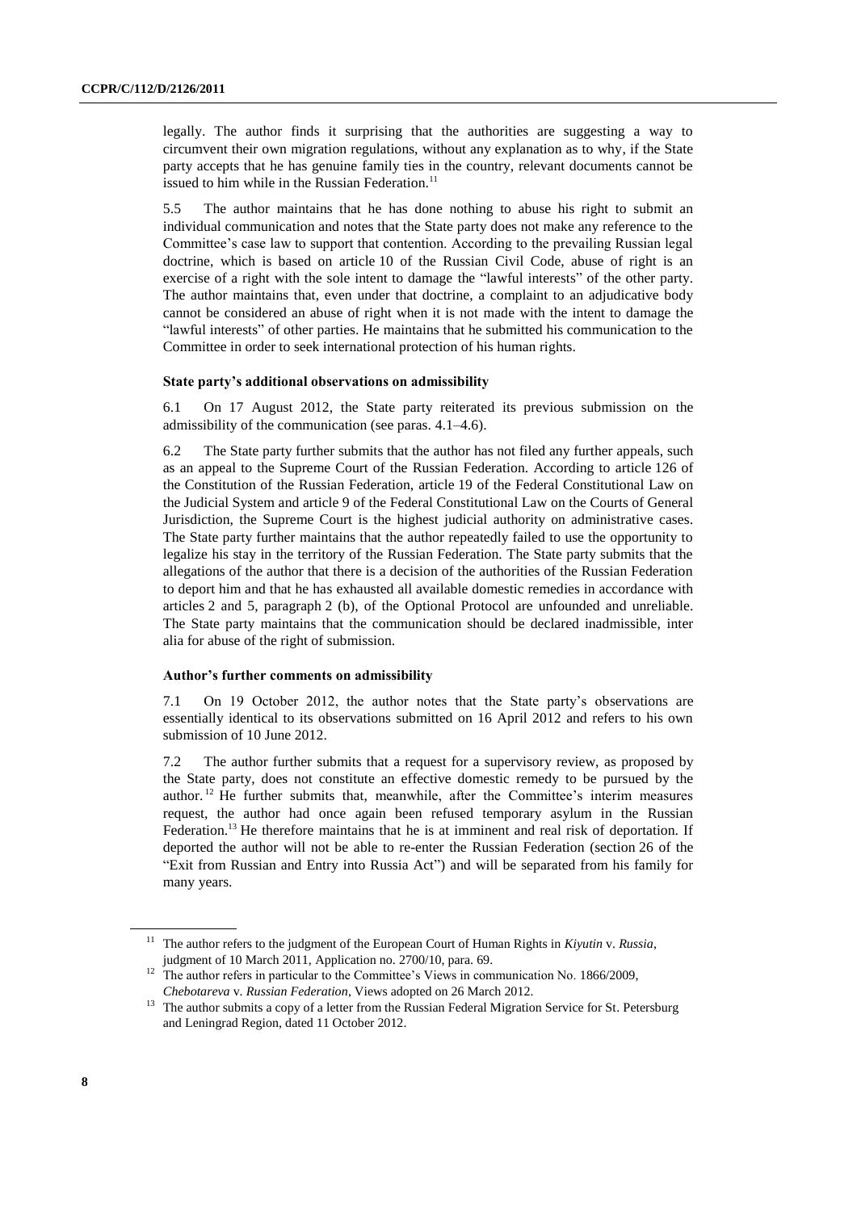legally. The author finds it surprising that the authorities are suggesting a way to circumvent their own migration regulations, without any explanation as to why, if the State party accepts that he has genuine family ties in the country, relevant documents cannot be issued to him while in the Russian Federation.[11]

5.5 The author maintains that he has done nothing to abuse his right to submit an individual communication and notes that the State party does not make any reference to the Committee's case law to support that contention. According to the prevailing Russian legal doctrine, which is based on article 10 of the Russian Civil Code, abuse of right is an exercise of a right with the sole intent to damage the "lawful interests" of the other party. The author maintains that, even under that doctrine, a complaint to an adjudicative body cannot be considered an abuse of right when it is not made with the intent to damage the "lawful interests" of other parties. He maintains that he submitted his communication to the Committee in order to seek international protection of his human rights.

### State party's additional observations on admissibility

6.1 On 17 August 2012, the State party reiterated its previous submission on the admissibility of the communication (see paras. 4.1–4.6).

6.2 The State party further submits that the author has not filed any further appeals, such as an appeal to the Supreme Court of the Russian Federation. According to article 126 of the Constitution of the Russian Federation, article 19 of the Federal Constitutional Law on the Judicial System and article 9 of the Federal Constitutional Law on the Courts of General Jurisdiction, the Supreme Court is the highest judicial authority on administrative cases. The State party further maintains that the author repeatedly failed to use the opportunity to legalize his stay in the territory of the Russian Federation. The State party submits that the allegations of the author that there is a decision of the authorities of the Russian Federation to deport him and that he has exhausted all available domestic remedies in accordance with articles 2 and 5, paragraph 2 (b), of the Optional Protocol are unfounded and unreliable. The State party maintains that the communication should be declared inadmissible, inter alia for abuse of the right of submission.

### Author's further comments on admissibility

7.1 On 19 October 2012, the author notes that the State party's observations are essentially identical to its observations submitted on 16 April 2012 and refers to his own submission of 10 June 2012.

7.2 The author further submits that a request for a supervisory review, as proposed by the State party, does not constitute an effective domestic remedy to be pursued by the author.[12] He further submits that, meanwhile, after the Committee's interim measures request, the author had once again been refused temporary asylum in the Russian Federation.[13] He therefore maintains that he is at imminent and real risk of deportation. If deported the author will not be able to re-enter the Russian Federation (section 26 of the "Exit from Russian and Entry into Russia Act") and will be separated from his family for many years.

---

[11] The author refers to the judgment of the European Court of Human Rights in *Kiyutin* v. *Russia*, judgment of 10 March 2011, Application no. 2700/10, para. 69.

[12] The author refers in particular to the Committee's Views in communication No. 1866/2009, *Chebotareva* v. *Russian Federation*, Views adopted on 26 March 2012.

[13] The author submits a copy of a letter from the Russian Federal Migration Service for St. Petersburg and Leningrad Region, dated 11 October 2012.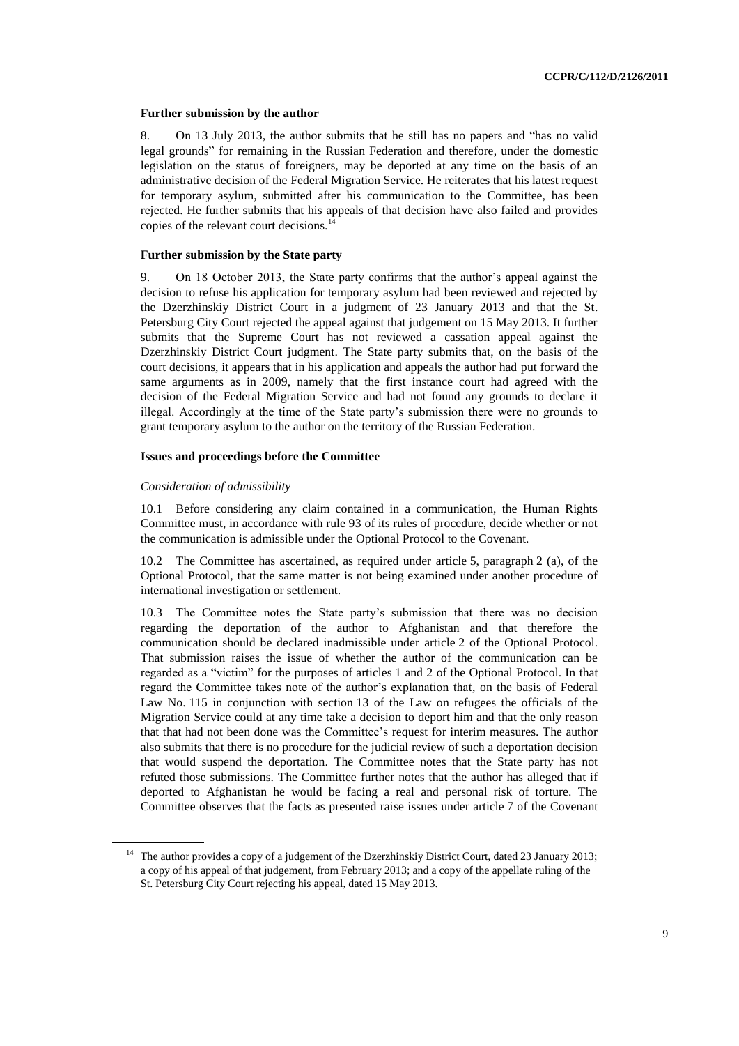### Further submission by the author

8. On 13 July 2013, the author submits that he still has no papers and "has no valid legal grounds" for remaining in the Russian Federation and therefore, under the domestic legislation on the status of foreigners, may be deported at any time on the basis of an administrative decision of the Federal Migration Service. He reiterates that his latest request for temporary asylum, submitted after his communication to the Committee, has been rejected. He further submits that his appeals of that decision have also failed and provides copies of the relevant court decisions.[14]

### Further submission by the State party

9. On 18 October 2013, the State party confirms that the author's appeal against the decision to refuse his application for temporary asylum had been reviewed and rejected by the Dzerzhinskiy District Court in a judgment of 23 January 2013 and that the St. Petersburg City Court rejected the appeal against that judgement on 15 May 2013. It further submits that the Supreme Court has not reviewed a cassation appeal against the Dzerzhinskiy District Court judgment. The State party submits that, on the basis of the court decisions, it appears that in his application and appeals the author had put forward the same arguments as in 2009, namely that the first instance court had agreed with the decision of the Federal Migration Service and had not found any grounds to declare it illegal. Accordingly at the time of the State party's submission there were no grounds to grant temporary asylum to the author on the territory of the Russian Federation.

### Issues and proceedings before the Committee

*Consideration of admissibility*

10.1 Before considering any claim contained in a communication, the Human Rights Committee must, in accordance with rule 93 of its rules of procedure, decide whether or not the communication is admissible under the Optional Protocol to the Covenant.

10.2 The Committee has ascertained, as required under article 5, paragraph 2 (a), of the Optional Protocol, that the same matter is not being examined under another procedure of international investigation or settlement.

10.3 The Committee notes the State party's submission that there was no decision regarding the deportation of the author to Afghanistan and that therefore the communication should be declared inadmissible under article 2 of the Optional Protocol. That submission raises the issue of whether the author of the communication can be regarded as a "victim" for the purposes of articles 1 and 2 of the Optional Protocol. In that regard the Committee takes note of the author's explanation that, on the basis of Federal Law No. 115 in conjunction with section 13 of the Law on refugees the officials of the Migration Service could at any time take a decision to deport him and that the only reason that that had not been done was the Committee's request for interim measures. The author also submits that there is no procedure for the judicial review of such a deportation decision that would suspend the deportation. The Committee notes that the State party has not refuted those submissions. The Committee further notes that the author has alleged that if deported to Afghanistan he would be facing a real and personal risk of torture. The Committee observes that the facts as presented raise issues under article 7 of the Covenant

[14] The author provides a copy of a judgement of the Dzerzhinskiy District Court, dated 23 January 2013; a copy of his appeal of that judgement, from February 2013; and a copy of the appellate ruling of the St. Petersburg City Court rejecting his appeal, dated 15 May 2013.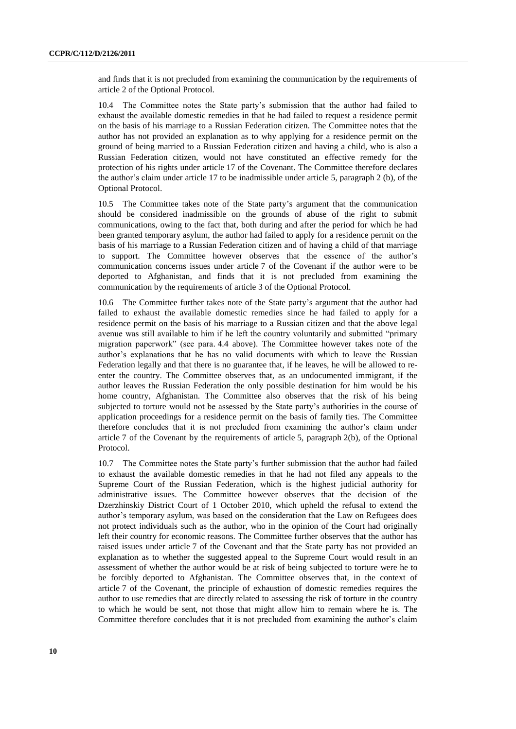and finds that it is not precluded from examining the communication by the requirements of article 2 of the Optional Protocol.

10.4 The Committee notes the State party's submission that the author had failed to exhaust the available domestic remedies in that he had failed to request a residence permit on the basis of his marriage to a Russian Federation citizen. The Committee notes that the author has not provided an explanation as to why applying for a residence permit on the ground of being married to a Russian Federation citizen and having a child, who is also a Russian Federation citizen, would not have constituted an effective remedy for the protection of his rights under article 17 of the Covenant. The Committee therefore declares the author's claim under article 17 to be inadmissible under article 5, paragraph 2 (b), of the Optional Protocol.

10.5 The Committee takes note of the State party's argument that the communication should be considered inadmissible on the grounds of abuse of the right to submit communications, owing to the fact that, both during and after the period for which he had been granted temporary asylum, the author had failed to apply for a residence permit on the basis of his marriage to a Russian Federation citizen and of having a child of that marriage to support. The Committee however observes that the essence of the author's communication concerns issues under article 7 of the Covenant if the author were to be deported to Afghanistan, and finds that it is not precluded from examining the communication by the requirements of article 3 of the Optional Protocol.

10.6 The Committee further takes note of the State party's argument that the author had failed to exhaust the available domestic remedies since he had failed to apply for a residence permit on the basis of his marriage to a Russian citizen and that the above legal avenue was still available to him if he left the country voluntarily and submitted "primary migration paperwork" (see para. 4.4 above). The Committee however takes note of the author's explanations that he has no valid documents with which to leave the Russian Federation legally and that there is no guarantee that, if he leaves, he will be allowed to re-enter the country. The Committee observes that, as an undocumented immigrant, if the author leaves the Russian Federation the only possible destination for him would be his home country, Afghanistan. The Committee also observes that the risk of his being subjected to torture would not be assessed by the State party's authorities in the course of application proceedings for a residence permit on the basis of family ties. The Committee therefore concludes that it is not precluded from examining the author's claim under article 7 of the Covenant by the requirements of article 5, paragraph 2(b), of the Optional Protocol.

10.7 The Committee notes the State party's further submission that the author had failed to exhaust the available domestic remedies in that he had not filed any appeals to the Supreme Court of the Russian Federation, which is the highest judicial authority for administrative issues. The Committee however observes that the decision of the Dzerzhinskiy District Court of 1 October 2010, which upheld the refusal to extend the author's temporary asylum, was based on the consideration that the Law on Refugees does not protect individuals such as the author, who in the opinion of the Court had originally left their country for economic reasons. The Committee further observes that the author has raised issues under article 7 of the Covenant and that the State party has not provided an explanation as to whether the suggested appeal to the Supreme Court would result in an assessment of whether the author would be at risk of being subjected to torture were he to be forcibly deported to Afghanistan. The Committee observes that, in the context of article 7 of the Covenant, the principle of exhaustion of domestic remedies requires the author to use remedies that are directly related to assessing the risk of torture in the country to which he would be sent, not those that might allow him to remain where he is. The Committee therefore concludes that it is not precluded from examining the author's claim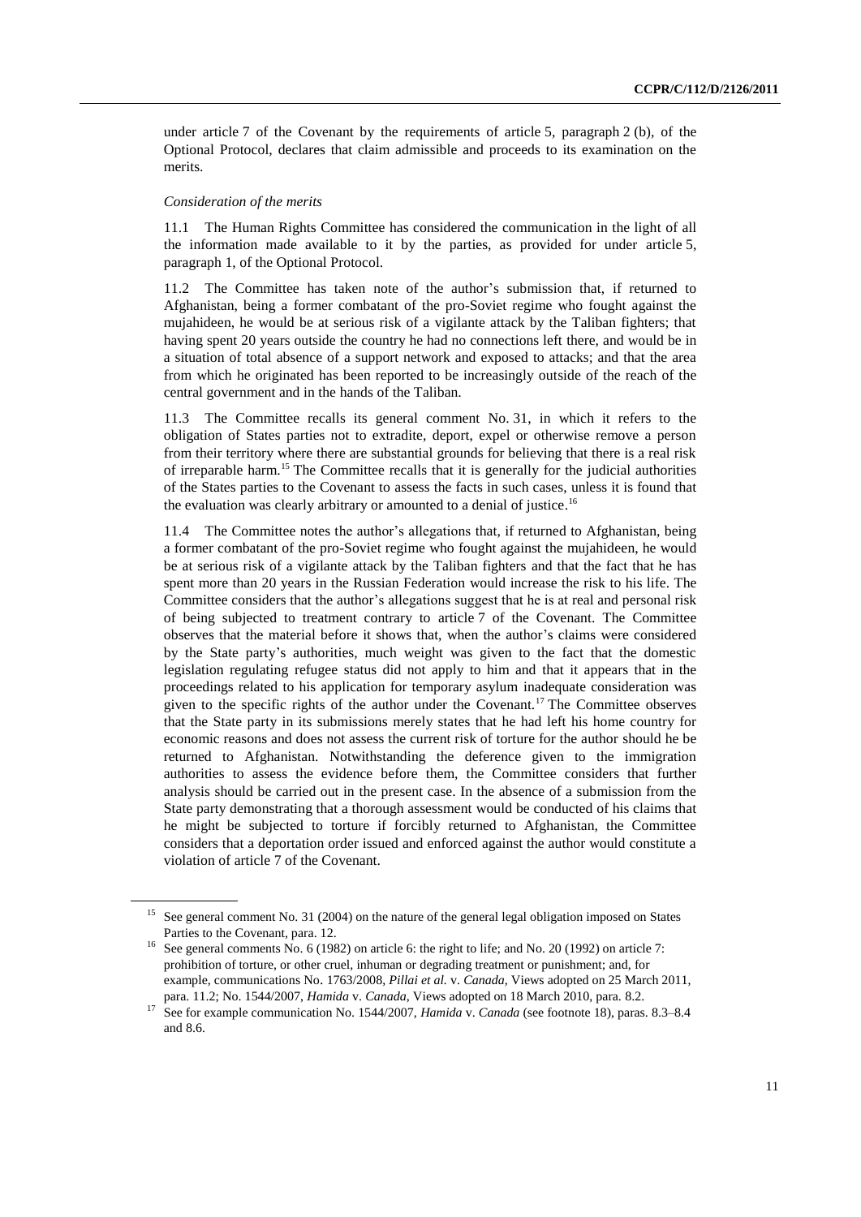under article 7 of the Covenant by the requirements of article 5, paragraph 2 (b), of the Optional Protocol, declares that claim admissible and proceeds to its examination on the merits.

*Consideration of the merits*

11.1 The Human Rights Committee has considered the communication in the light of all the information made available to it by the parties, as provided for under article 5, paragraph 1, of the Optional Protocol.

11.2 The Committee has taken note of the author's submission that, if returned to Afghanistan, being a former combatant of the pro-Soviet regime who fought against the mujahideen, he would be at serious risk of a vigilante attack by the Taliban fighters; that having spent 20 years outside the country he had no connections left there, and would be in a situation of total absence of a support network and exposed to attacks; and that the area from which he originated has been reported to be increasingly outside of the reach of the central government and in the hands of the Taliban.

11.3 The Committee recalls its general comment No. 31, in which it refers to the obligation of States parties not to extradite, deport, expel or otherwise remove a person from their territory where there are substantial grounds for believing that there is a real risk of irreparable harm.[15] The Committee recalls that it is generally for the judicial authorities of the States parties to the Covenant to assess the facts in such cases, unless it is found that the evaluation was clearly arbitrary or amounted to a denial of justice.[16]

11.4 The Committee notes the author's allegations that, if returned to Afghanistan, being a former combatant of the pro-Soviet regime who fought against the mujahideen, he would be at serious risk of a vigilante attack by the Taliban fighters and that the fact that he has spent more than 20 years in the Russian Federation would increase the risk to his life. The Committee considers that the author's allegations suggest that he is at real and personal risk of being subjected to treatment contrary to article 7 of the Covenant. The Committee observes that the material before it shows that, when the author's claims were considered by the State party's authorities, much weight was given to the fact that the domestic legislation regulating refugee status did not apply to him and that it appears that in the proceedings related to his application for temporary asylum inadequate consideration was given to the specific rights of the author under the Covenant.[17] The Committee observes that the State party in its submissions merely states that he had left his home country for economic reasons and does not assess the current risk of torture for the author should he be returned to Afghanistan. Notwithstanding the deference given to the immigration authorities to assess the evidence before them, the Committee considers that further analysis should be carried out in the present case. In the absence of a submission from the State party demonstrating that a thorough assessment would be conducted of his claims that he might be subjected to torture if forcibly returned to Afghanistan, the Committee considers that a deportation order issued and enforced against the author would constitute a violation of article 7 of the Covenant.

---

[15] See general comment No. 31 (2004) on the nature of the general legal obligation imposed on States Parties to the Covenant, para. 12.

[16] See general comments No. 6 (1982) on article 6: the right to life; and No. 20 (1992) on article 7: prohibition of torture, or other cruel, inhuman or degrading treatment or punishment; and, for example, communications No. 1763/2008, *Pillai et al.* v. *Canada*, Views adopted on 25 March 2011, para. 11.2; No. 1544/2007, *Hamida* v. *Canada*, Views adopted on 18 March 2010, para. 8.2.

[17] See for example communication No. 1544/2007, *Hamida* v. *Canada* (see footnote 18), paras. 8.3–8.4 and 8.6.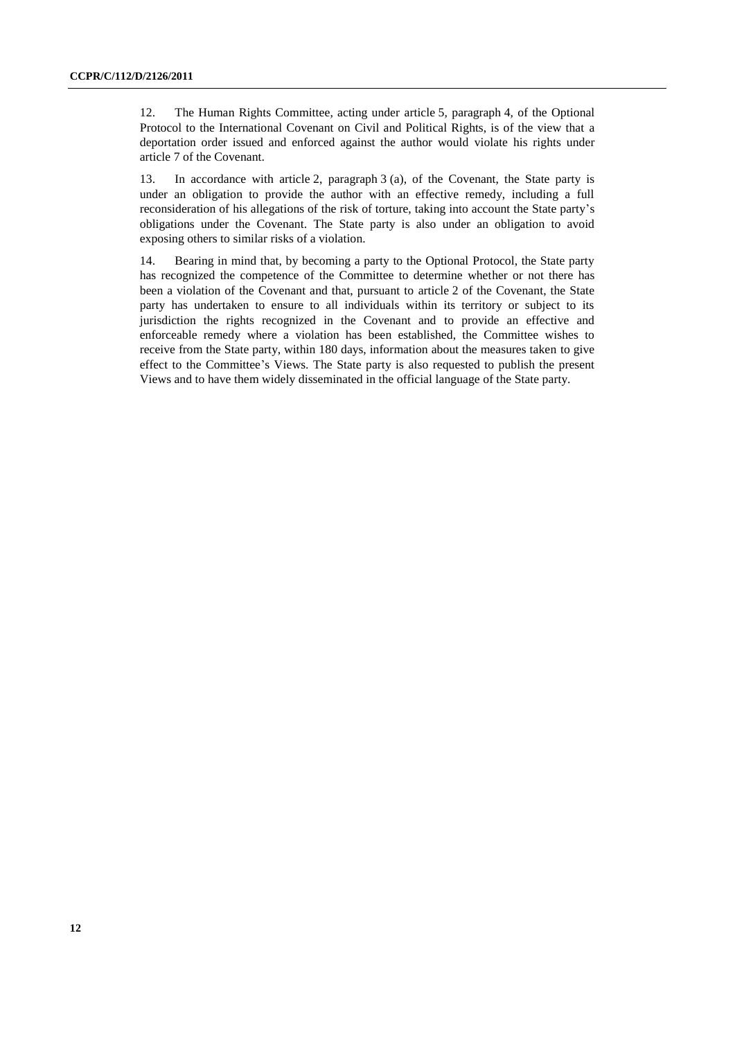12. The Human Rights Committee, acting under article 5, paragraph 4, of the Optional Protocol to the International Covenant on Civil and Political Rights, is of the view that a deportation order issued and enforced against the author would violate his rights under article 7 of the Covenant.

13. In accordance with article 2, paragraph 3 (a), of the Covenant, the State party is under an obligation to provide the author with an effective remedy, including a full reconsideration of his allegations of the risk of torture, taking into account the State party's obligations under the Covenant. The State party is also under an obligation to avoid exposing others to similar risks of a violation.

14. Bearing in mind that, by becoming a party to the Optional Protocol, the State party has recognized the competence of the Committee to determine whether or not there has been a violation of the Covenant and that, pursuant to article 2 of the Covenant, the State party has undertaken to ensure to all individuals within its territory or subject to its jurisdiction the rights recognized in the Covenant and to provide an effective and enforceable remedy where a violation has been established, the Committee wishes to receive from the State party, within 180 days, information about the measures taken to give effect to the Committee's Views. The State party is also requested to publish the present Views and to have them widely disseminated in the official language of the State party.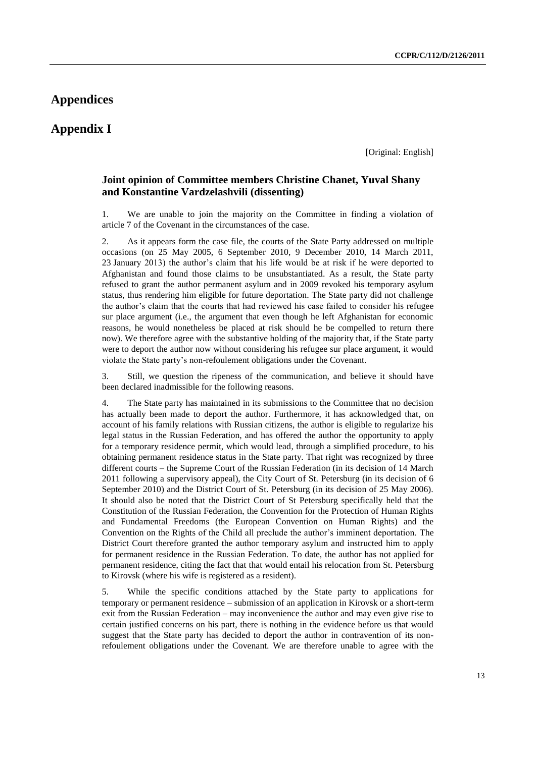# Appendices

# Appendix I

[Original: English]

### Joint opinion of Committee members Christine Chanet, Yuval Shany and Konstantine Vardzelashvili (dissenting)

1. We are unable to join the majority on the Committee in finding a violation of article 7 of the Covenant in the circumstances of the case.

2. As it appears form the case file, the courts of the State Party addressed on multiple occasions (on 25 May 2005, 6 September 2010, 9 December 2010, 14 March 2011, 23 January 2013) the author's claim that his life would be at risk if he were deported to Afghanistan and found those claims to be unsubstantiated. As a result, the State party refused to grant the author permanent asylum and in 2009 revoked his temporary asylum status, thus rendering him eligible for future deportation. The State party did not challenge the author's claim that the courts that had reviewed his case failed to consider his refugee sur place argument (i.e., the argument that even though he left Afghanistan for economic reasons, he would nonetheless be placed at risk should he be compelled to return there now). We therefore agree with the substantive holding of the majority that, if the State party were to deport the author now without considering his refugee sur place argument, it would violate the State party's non-refoulement obligations under the Covenant.

3. Still, we question the ripeness of the communication, and believe it should have been declared inadmissible for the following reasons.

4. The State party has maintained in its submissions to the Committee that no decision has actually been made to deport the author. Furthermore, it has acknowledged that, on account of his family relations with Russian citizens, the author is eligible to regularize his legal status in the Russian Federation, and has offered the author the opportunity to apply for a temporary residence permit, which would lead, through a simplified procedure, to his obtaining permanent residence status in the State party. That right was recognized by three different courts – the Supreme Court of the Russian Federation (in its decision of 14 March 2011 following a supervisory appeal), the City Court of St. Petersburg (in its decision of 6 September 2010) and the District Court of St. Petersburg (in its decision of 25 May 2006). It should also be noted that the District Court of St Petersburg specifically held that the Constitution of the Russian Federation, the Convention for the Protection of Human Rights and Fundamental Freedoms (the European Convention on Human Rights) and the Convention on the Rights of the Child all preclude the author's imminent deportation. The District Court therefore granted the author temporary asylum and instructed him to apply for permanent residence in the Russian Federation. To date, the author has not applied for permanent residence, citing the fact that that would entail his relocation from St. Petersburg to Kirovsk (where his wife is registered as a resident).

5. While the specific conditions attached by the State party to applications for temporary or permanent residence – submission of an application in Kirovsk or a short-term exit from the Russian Federation – may inconvenience the author and may even give rise to certain justified concerns on his part, there is nothing in the evidence before us that would suggest that the State party has decided to deport the author in contravention of its non-refoulement obligations under the Covenant. We are therefore unable to agree with the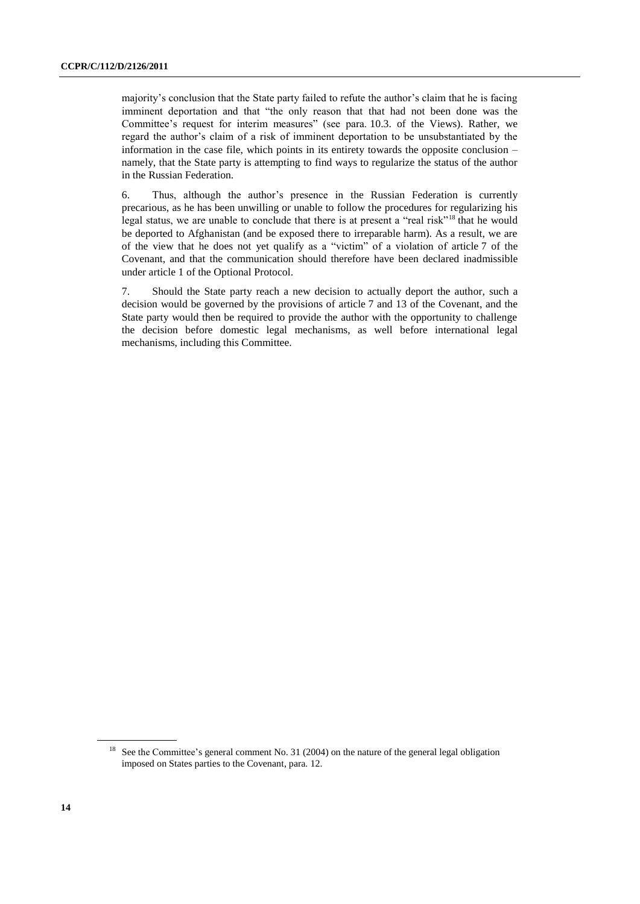majority's conclusion that the State party failed to refute the author's claim that he is facing imminent deportation and that "the only reason that that had not been done was the Committee's request for interim measures" (see para. 10.3. of the Views). Rather, we regard the author's claim of a risk of imminent deportation to be unsubstantiated by the information in the case file, which points in its entirety towards the opposite conclusion – namely, that the State party is attempting to find ways to regularize the status of the author in the Russian Federation.

6. Thus, although the author's presence in the Russian Federation is currently precarious, as he has been unwilling or unable to follow the procedures for regularizing his legal status, we are unable to conclude that there is at present a "real risk"[18] that he would be deported to Afghanistan (and be exposed there to irreparable harm). As a result, we are of the view that he does not yet qualify as a "victim" of a violation of article 7 of the Covenant, and that the communication should therefore have been declared inadmissible under article 1 of the Optional Protocol.

7. Should the State party reach a new decision to actually deport the author, such a decision would be governed by the provisions of article 7 and 13 of the Covenant, and the State party would then be required to provide the author with the opportunity to challenge the decision before domestic legal mechanisms, as well before international legal mechanisms, including this Committee.

---

[18] See the Committee's general comment No. 31 (2004) on the nature of the general legal obligation imposed on States parties to the Covenant, para. 12.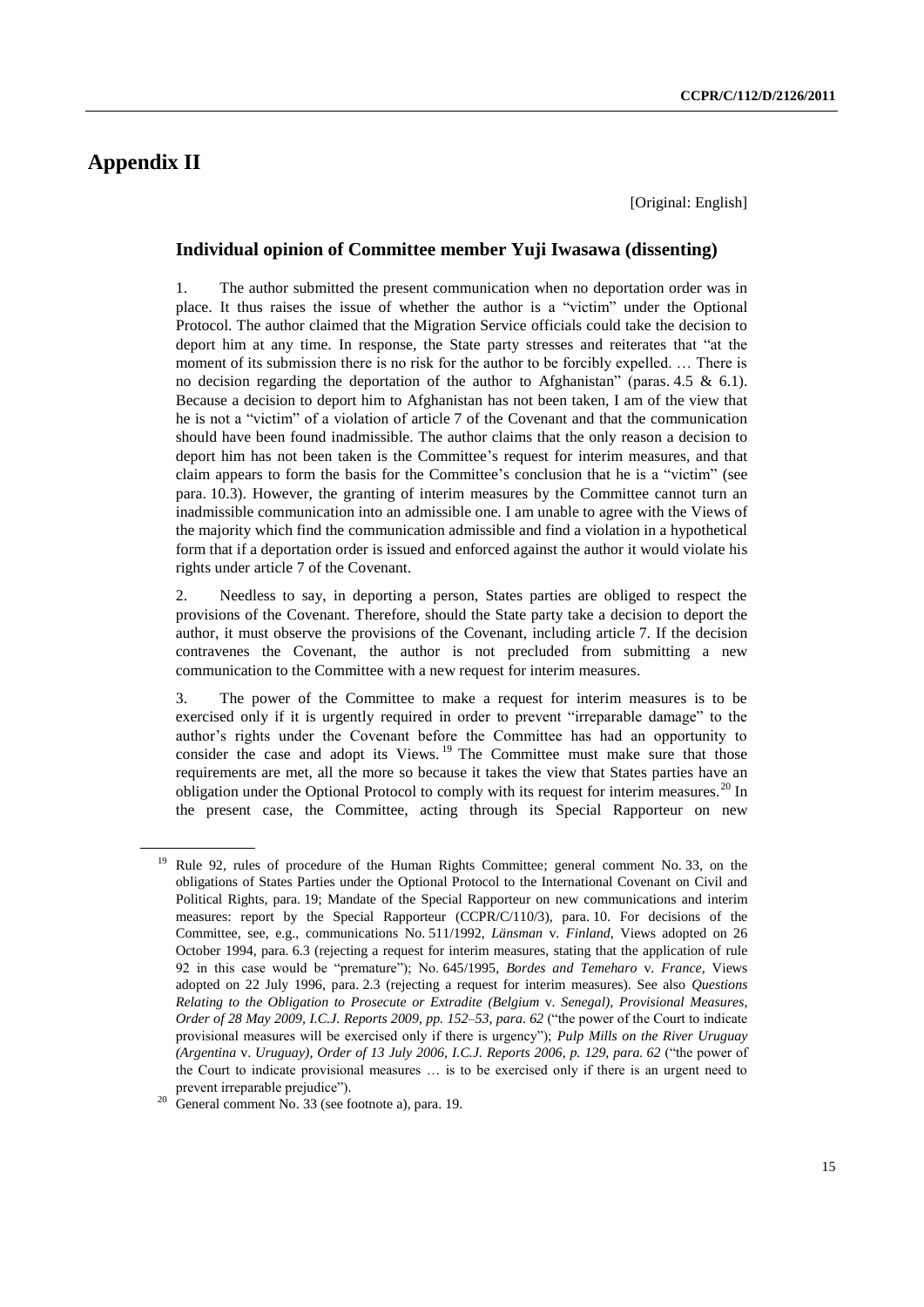# Appendix II

[Original: English]

## Individual opinion of Committee member Yuji Iwasawa (dissenting)

1. The author submitted the present communication when no deportation order was in place. It thus raises the issue of whether the author is a "victim" under the Optional Protocol. The author claimed that the Migration Service officials could take the decision to deport him at any time. In response, the State party stresses and reiterates that "at the moment of its submission there is no risk for the author to be forcibly expelled. … There is no decision regarding the deportation of the author to Afghanistan" (paras. 4.5 & 6.1). Because a decision to deport him to Afghanistan has not been taken, I am of the view that he is not a "victim" of a violation of article 7 of the Covenant and that the communication should have been found inadmissible. The author claims that the only reason a decision to deport him has not been taken is the Committee's request for interim measures, and that claim appears to form the basis for the Committee's conclusion that he is a "victim" (see para. 10.3). However, the granting of interim measures by the Committee cannot turn an inadmissible communication into an admissible one. I am unable to agree with the Views of the majority which find the communication admissible and find a violation in a hypothetical form that if a deportation order is issued and enforced against the author it would violate his rights under article 7 of the Covenant.

2. Needless to say, in deporting a person, States parties are obliged to respect the provisions of the Covenant. Therefore, should the State party take a decision to deport the author, it must observe the provisions of the Covenant, including article 7. If the decision contravenes the Covenant, the author is not precluded from submitting a new communication to the Committee with a new request for interim measures.

3. The power of the Committee to make a request for interim measures is to be exercised only if it is urgently required in order to prevent "irreparable damage" to the author's rights under the Covenant before the Committee has had an opportunity to consider the case and adopt its Views.[19] The Committee must make sure that those requirements are met, all the more so because it takes the view that States parties have an obligation under the Optional Protocol to comply with its request for interim measures.[20] In the present case, the Committee, acting through its Special Rapporteur on new

---

[19] Rule 92, rules of procedure of the Human Rights Committee; general comment No. 33, on the obligations of States Parties under the Optional Protocol to the International Covenant on Civil and Political Rights, para. 19; Mandate of the Special Rapporteur on new communications and interim measures: report by the Special Rapporteur (CCPR/C/110/3), para. 10. For decisions of the Committee, see, e.g., communications No. 511/1992, *Länsman* v. *Finland*, Views adopted on 26 October 1994, para. 6.3 (rejecting a request for interim measures, stating that the application of rule 92 in this case would be "premature"); No. 645/1995, *Bordes and Temeharo* v. *France*, Views adopted on 22 July 1996, para. 2.3 (rejecting a request for interim measures). See also *Questions Relating to the Obligation to Prosecute or Extradite (Belgium* v. *Senegal), Provisional Measures, Order of 28 May 2009, I.C.J. Reports 2009, pp. 152–53, para. 62* ("the power of the Court to indicate provisional measures will be exercised only if there is urgency"); *Pulp Mills on the River Uruguay (Argentina* v. *Uruguay), Order of 13 July 2006, I.C.J. Reports 2006, p. 129, para. 62* ("the power of the Court to indicate provisional measures … is to be exercised only if there is an urgent need to prevent irreparable prejudice").

[20] General comment No. 33 (see footnote a), para. 19.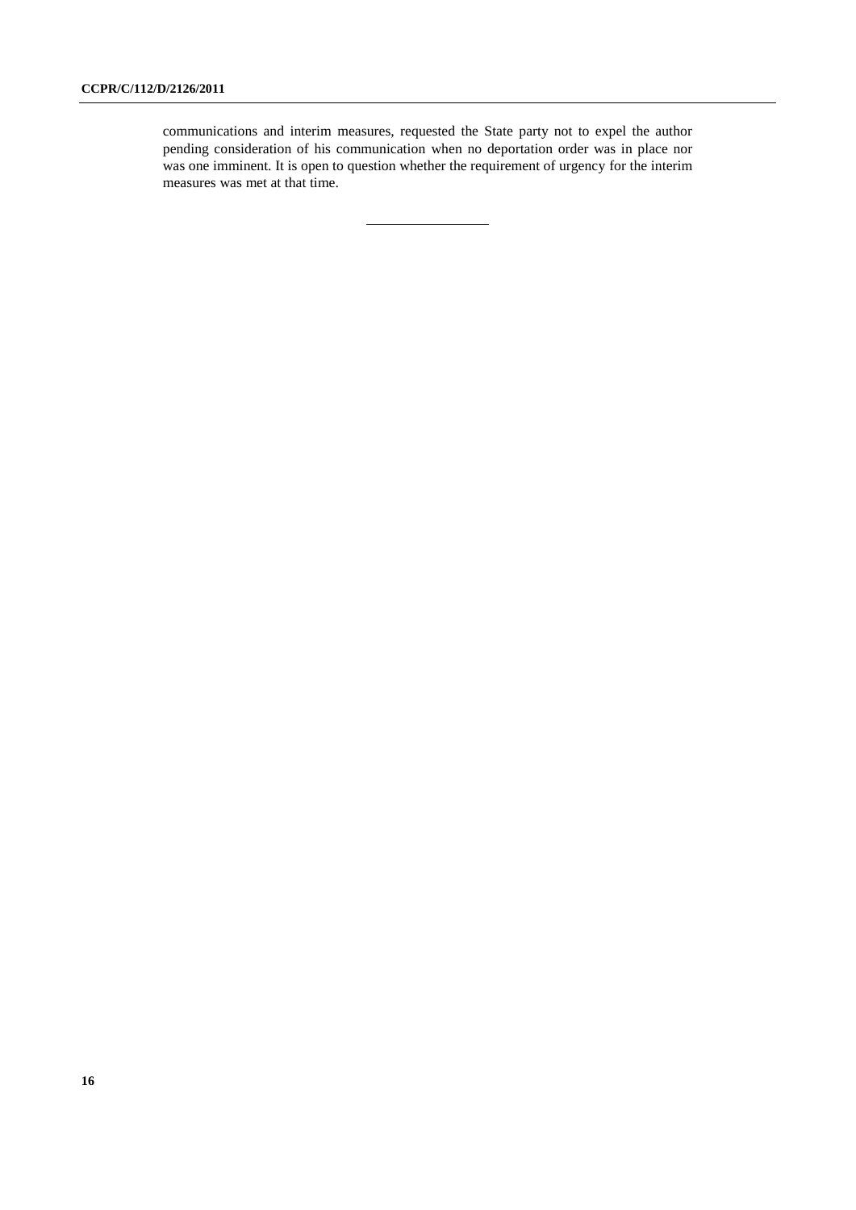communications and interim measures, requested the State party not to expel the author pending consideration of his communication when no deportation order was in place nor was one imminent. It is open to question whether the requirement of urgency for the interim measures was met at that time.